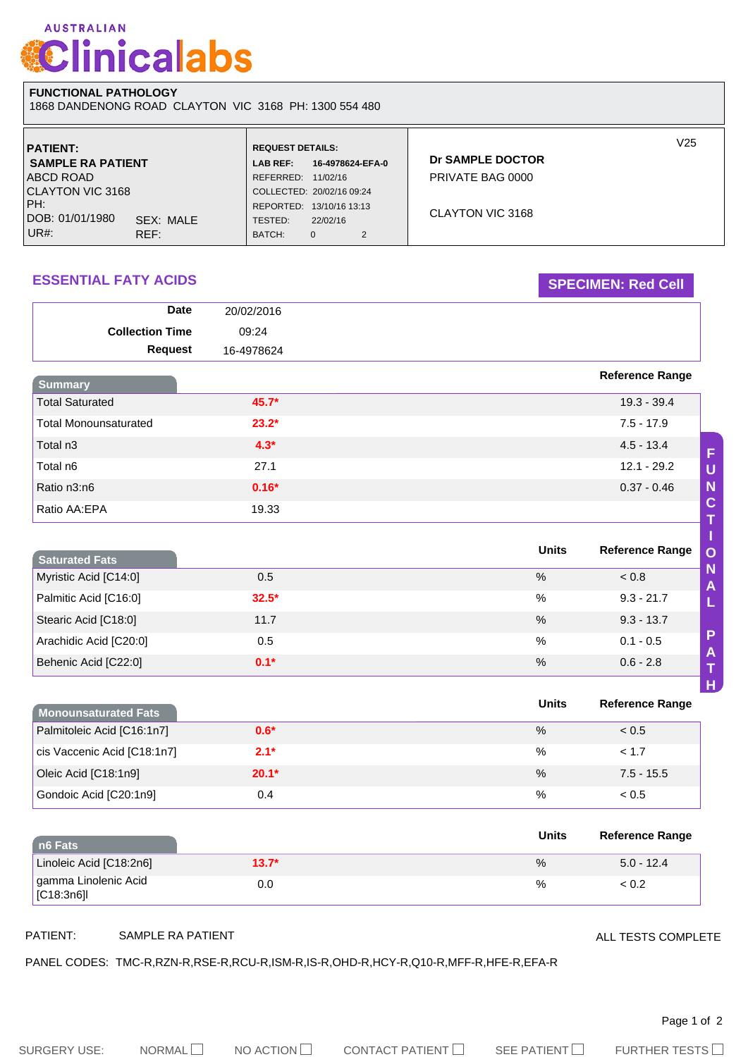# AUSTRALIAN Clinicalabs

**FUNCTIONAL PATHOLOGY**
1868 DANDENONG ROAD CLAYTON VIC 3168 PH: 1300 554 480

| PATIENT: | REQUEST DETAILS: | V25 |
|---|---|---|
| **SAMPLE RA PATIENT** | **LAB REF: 16-4978624-EFA-0** | **Dr SAMPLE DOCTOR** |
| ABCD ROAD | REFERRED: 11/02/16 | PRIVATE BAG 0000 |
| CLAYTON VIC 3168 | COLLECTED: 20/02/16 09:24 | |
| PH: | REPORTED: 13/10/16 13:13 | CLAYTON VIC 3168 |
| DOB: 01/01/1980 SEX: MALE | TESTED: 22/02/16 | |
| UR#: REF: | BATCH: 0 2 | |

## ESSENTIAL FATY ACIDS

**SPECIMEN: Red Cell**

| | |
|---|---|
| **Date** | 20/02/2016 |
| **Collection Time** | 09:24 |
| **Request** | 16-4978624 |

| Summary | | Reference Range |
|---|---|---|
| Total Saturated | **45.7*** | 19.3 - 39.4 |
| Total Monounsaturated | **23.2*** | 7.5 - 17.9 |
| Total n3 | **4.3*** | 4.5 - 13.4 |
| Total n6 | 27.1 | 12.1 - 29.2 |
| Ratio n3:n6 | **0.16*** | 0.37 - 0.46 |
| Ratio AA:EPA | 19.33 | |

| Saturated Fats | | Units | Reference Range |
|---|---|---|---|
| Myristic Acid [C14:0] | 0.5 | % | < 0.8 |
| Palmitic Acid [C16:0] | **32.5*** | % | 9.3 - 21.7 |
| Stearic Acid [C18:0] | 11.7 | % | 9.3 - 13.7 |
| Arachidic Acid [C20:0] | 0.5 | % | 0.1 - 0.5 |
| Behenic Acid [C22:0] | **0.1*** | % | 0.6 - 2.8 |

| Monounsaturated Fats | | Units | Reference Range |
|---|---|---|---|
| Palmitoleic Acid [C16:1n7] | **0.6*** | % | < 0.5 |
| cis Vaccenic Acid [C18:1n7] | **2.1*** | % | < 1.7 |
| Oleic Acid [C18:1n9] | **20.1*** | % | 7.5 - 15.5 |
| Gondoic Acid [C20:1n9] | 0.4 | % | < 0.5 |

| n6 Fats | | Units | Reference Range |
|---|---|---|---|
| Linoleic Acid [C18:2n6] | **13.7*** | % | 5.0 - 12.4 |
| gamma Linolenic Acid [C18:3n6]l | 0.0 | % | < 0.2 |

PATIENT: SAMPLE RA PATIENT

ALL TESTS COMPLETE

PANEL CODES: TMC-R,RZN-R,RSE-R,RCU-R,ISM-R,IS-R,OHD-R,HCY-R,Q10-R,MFF-R,HFE-R,EFA-R

SURGERY USE: NORMAL ☐ NO ACTION ☐ CONTACT PATIENT ☐ SEE PATIENT ☐ FURTHER TESTS ☐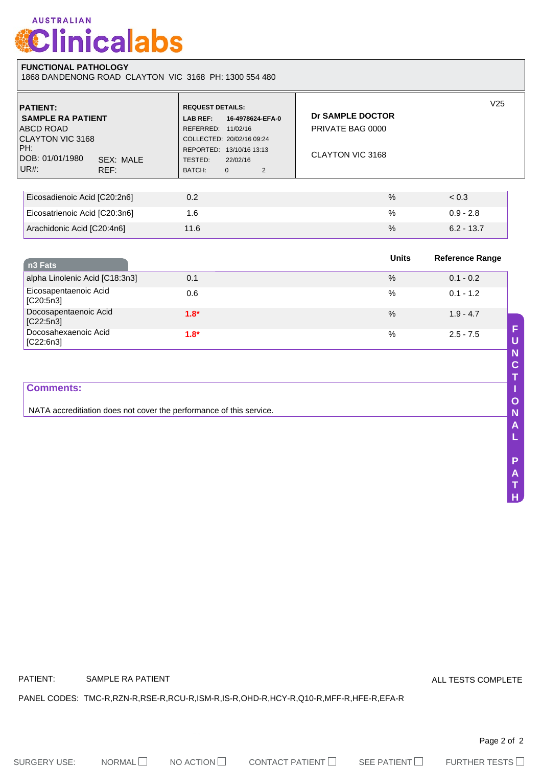**FUNCTIONAL PATHOLOGY**
1868 DANDENONG ROAD CLAYTON VIC 3168 PH: 1300 554 480

| PATIENT: | REQUEST DETAILS: | V25 |
|---|---|---|
| **SAMPLE RA PATIENT** | LAB REF: 16-4978624-EFA-0 | **Dr SAMPLE DOCTOR** |
| ABCD ROAD | REFERRED: 11/02/16 | PRIVATE BAG 0000 |
| CLAYTON VIC 3168 | COLLECTED: 20/02/16 09:24 | |
| PH: | REPORTED: 13/10/16 13:13 | CLAYTON VIC 3168 |
| DOB: 01/01/1980 SEX: MALE | TESTED: 22/02/16 | |
| UR#: REF: | BATCH: 0 2 | |

| | | | |
|---|---|---|---|
| Eicosadienoic Acid [C20:2n6] | 0.2 | % | < 0.3 |
| Eicosatrienoic Acid [C20:3n6] | 1.6 | % | 0.9 - 2.8 |
| Arachidonic Acid [C20:4n6] | 11.6 | % | 6.2 - 13.7 |

| n3 Fats | | Units | Reference Range |
|---|---|---|---|
| alpha Linolenic Acid [C18:3n3] | 0.1 | % | 0.1 - 0.2 |
| Eicosapentaenoic Acid [C20:5n3] | 0.6 | % | 0.1 - 1.2 |
| Docosapentaenoic Acid [C22:5n3] | **1.8*** | % | 1.9 - 4.7 |
| Docosahexaenoic Acid [C22:6n3] | **1.8*** | % | 2.5 - 7.5 |

## Comments:

NATA accreditiation does not cover the performance of this service.

PATIENT: SAMPLE RA PATIENT ALL TESTS COMPLETE

PANEL CODES: TMC-R,RZN-R,RSE-R,RCU-R,ISM-R,IS-R,OHD-R,HCY-R,Q10-R,MFF-R,HFE-R,EFA-R

SURGERY USE: NORMAL ☐ NO ACTION ☐ CONTACT PATIENT ☐ SEE PATIENT ☐ FURTHER TESTS ☐